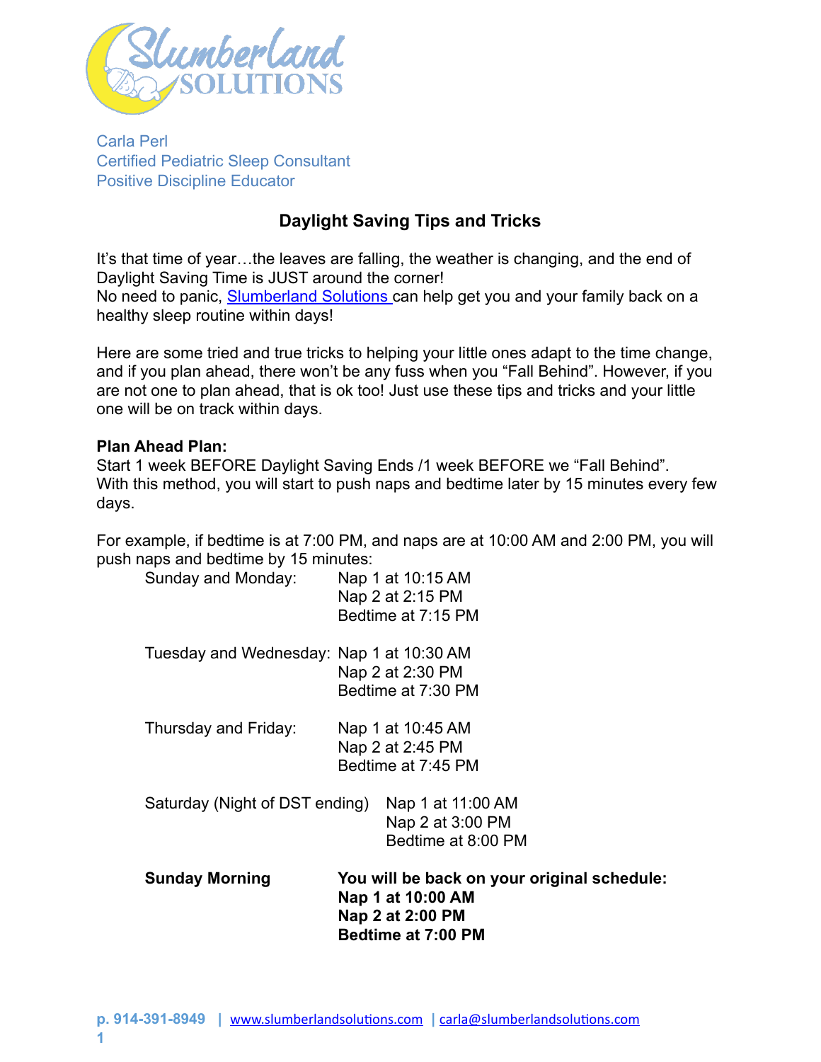Slumberland SOLUTIONS

Carla Perl
Certified Pediatric Sleep Consultant
Positive Discipline Educator

## Daylight Saving Tips and Tricks

It's that time of year…the leaves are falling, the weather is changing, and the end of Daylight Saving Time is JUST around the corner!
No need to panic, Slumberland Solutions can help get you and your family back on a healthy sleep routine within days!

Here are some tried and true tricks to helping your little ones adapt to the time change, and if you plan ahead, there won't be any fuss when you "Fall Behind". However, if you are not one to plan ahead, that is ok too! Just use these tips and tricks and your little one will be on track within days.

**Plan Ahead Plan:**
Start 1 week BEFORE Daylight Saving Ends /1 week BEFORE we "Fall Behind".
With this method, you will start to push naps and bedtime later by 15 minutes every few days.

For example, if bedtime is at 7:00 PM, and naps are at 10:00 AM and 2:00 PM, you will push naps and bedtime by 15 minutes:

Sunday and Monday:
- Nap 1 at 10:15 AM
- Nap 2 at 2:15 PM
- Bedtime at 7:15 PM

Tuesday and Wednesday:
- Nap 1 at 10:30 AM
- Nap 2 at 2:30 PM
- Bedtime at 7:30 PM

Thursday and Friday:
- Nap 1 at 10:45 AM
- Nap 2 at 2:45 PM
- Bedtime at 7:45 PM

Saturday (Night of DST ending)
- Nap 1 at 11:00 AM
- Nap 2 at 3:00 PM
- Bedtime at 8:00 PM

**Sunday Morning** **You will be back on your original schedule:**
- **Nap 1 at 10:00 AM**
- **Nap 2 at 2:00 PM**
- **Bedtime at 7:00 PM**

p. 914-391-8949 | www.slumberlandsolutions.com | carla@slumberlandsolutions.com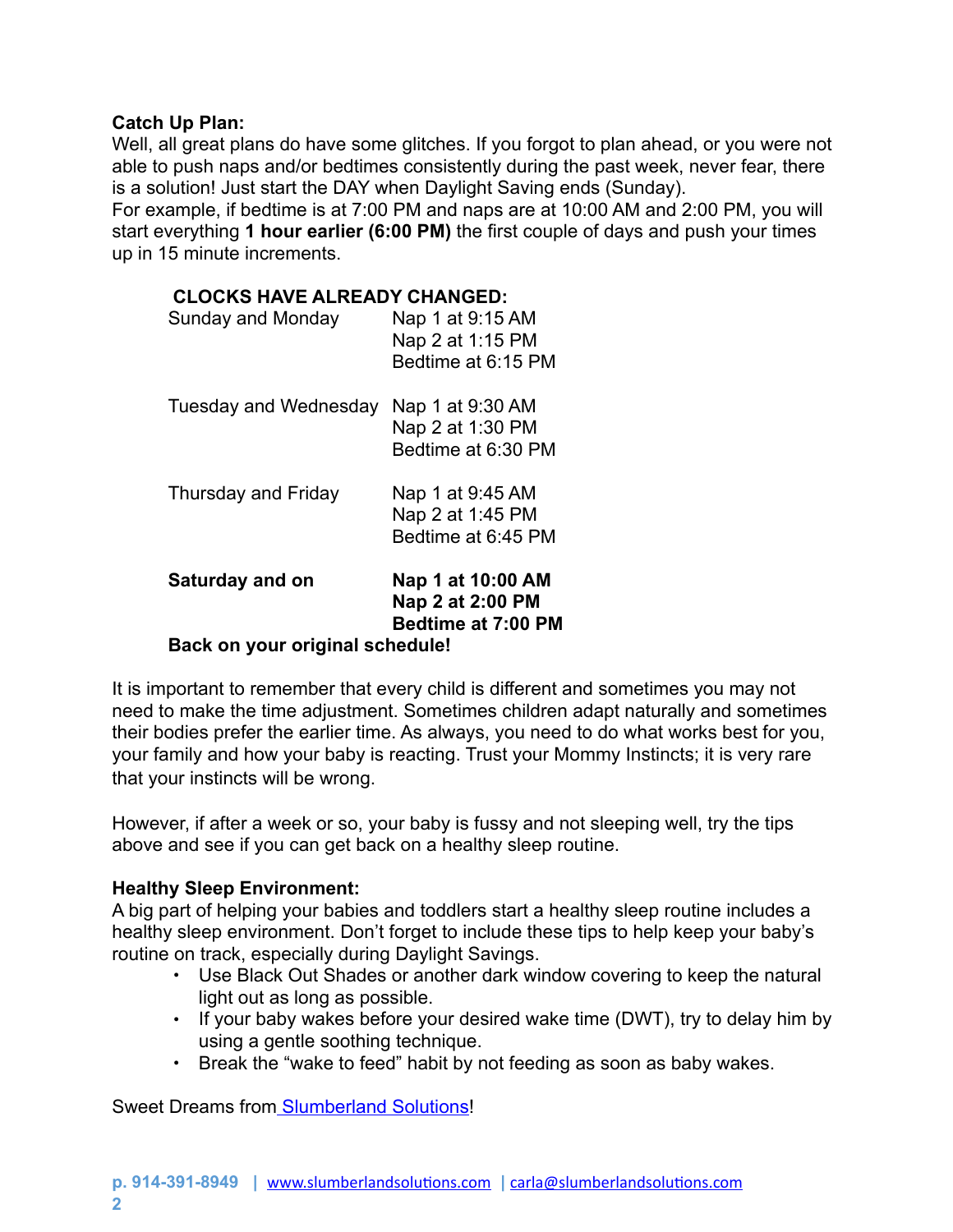**Catch Up Plan:**
Well, all great plans do have some glitches. If you forgot to plan ahead, or you were not able to push naps and/or bedtimes consistently during the past week, never fear, there is a solution! Just start the DAY when Daylight Saving ends (Sunday).
For example, if bedtime is at 7:00 PM and naps are at 10:00 AM and 2:00 PM, you will start everything **1 hour earlier (6:00 PM)** the first couple of days and push your times up in 15 minute increments.

**CLOCKS HAVE ALREADY CHANGED:**

| | |
|---|---|
| Sunday and Monday | Nap 1 at 9:15 AM<br>Nap 2 at 1:15 PM<br>Bedtime at 6:15 PM |
| Tuesday and Wednesday | Nap 1 at 9:30 AM<br>Nap 2 at 1:30 PM<br>Bedtime at 6:30 PM |
| Thursday and Friday | Nap 1 at 9:45 AM<br>Nap 2 at 1:45 PM<br>Bedtime at 6:45 PM |
| **Saturday and on** | **Nap 1 at 10:00 AM**<br>**Nap 2 at 2:00 PM**<br>**Bedtime at 7:00 PM** |

**Back on your original schedule!**

It is important to remember that every child is different and sometimes you may not need to make the time adjustment. Sometimes children adapt naturally and sometimes their bodies prefer the earlier time. As always, you need to do what works best for you, your family and how your baby is reacting. Trust your Mommy Instincts; it is very rare that your instincts will be wrong.

However, if after a week or so, your baby is fussy and not sleeping well, try the tips above and see if you can get back on a healthy sleep routine.

**Healthy Sleep Environment:**
A big part of helping your babies and toddlers start a healthy sleep routine includes a healthy sleep environment. Don't forget to include these tips to help keep your baby's routine on track, especially during Daylight Savings.

- Use Black Out Shades or another dark window covering to keep the natural light out as long as possible.
- If your baby wakes before your desired wake time (DWT), try to delay him by using a gentle soothing technique.
- Break the "wake to feed" habit by not feeding as soon as baby wakes.

Sweet Dreams from Slumberland Solutions!

p. 914-391-8949 | www.slumberlandsolutions.com | carla@slumberlandsolutions.com